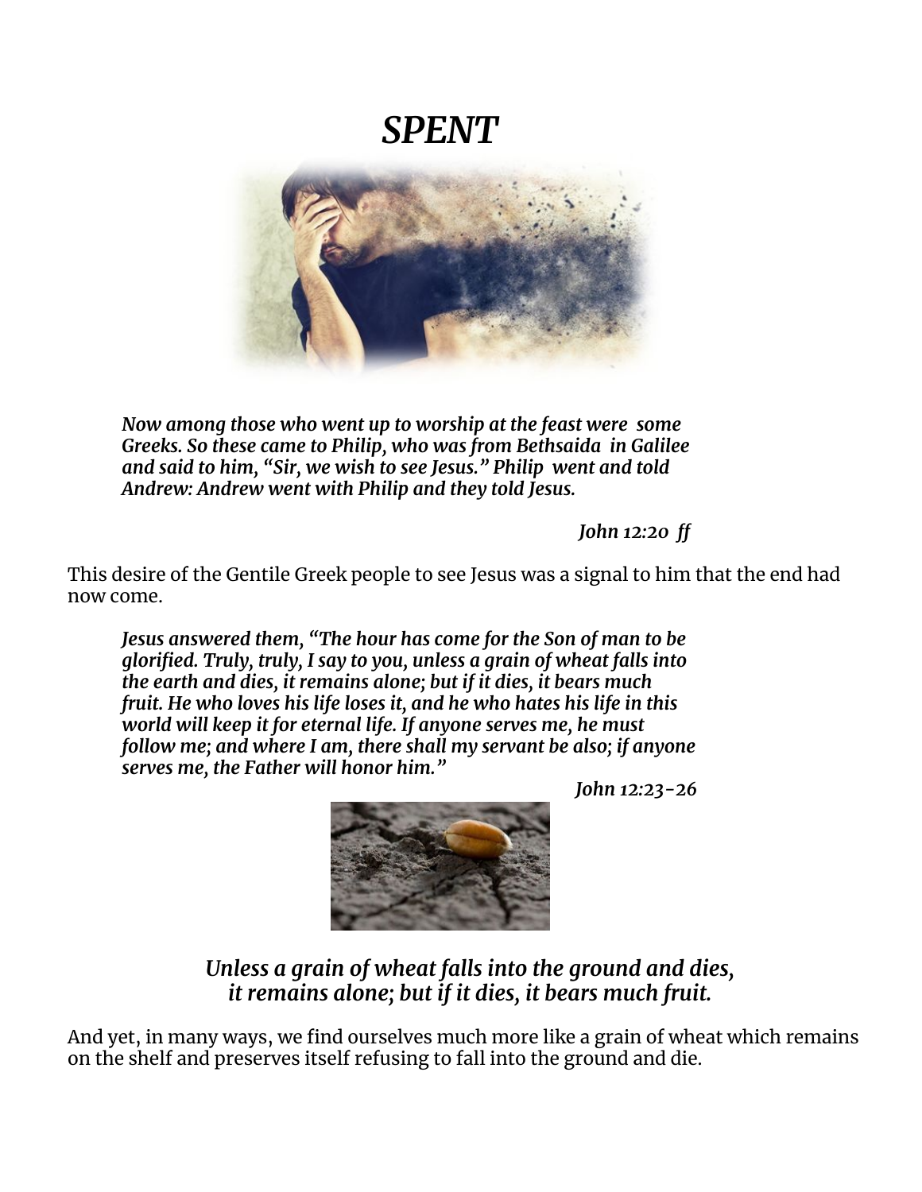# *SPENT*

> ***Now among those who went up to worship at the feast were some Greeks. So these came to Philip, who was from Bethsaida in Galilee and said to him, "Sir, we wish to see Jesus." Philip went and told Andrew: Andrew went with Philip and they told Jesus.***
>
> ***John 12:20 ff***

This desire of the Gentile Greek people to see Jesus was a signal to him that the end had now come.

> ***Jesus answered them, "The hour has come for the Son of man to be glorified. Truly, truly, I say to you, unless a grain of wheat falls into the earth and dies, it remains alone; but if it dies, it bears much fruit. He who loves his life loses it, and he who hates his life in this world will keep it for eternal life. If anyone serves me, he must follow me; and where I am, there shall my servant be also; if anyone serves me, the Father will honor him."***
>
> ***John 12:23-26***

***Unless a grain of wheat falls into the ground and dies, it remains alone; but if it dies, it bears much fruit.***

And yet, in many ways, we find ourselves much more like a grain of wheat which remains on the shelf and preserves itself refusing to fall into the ground and die.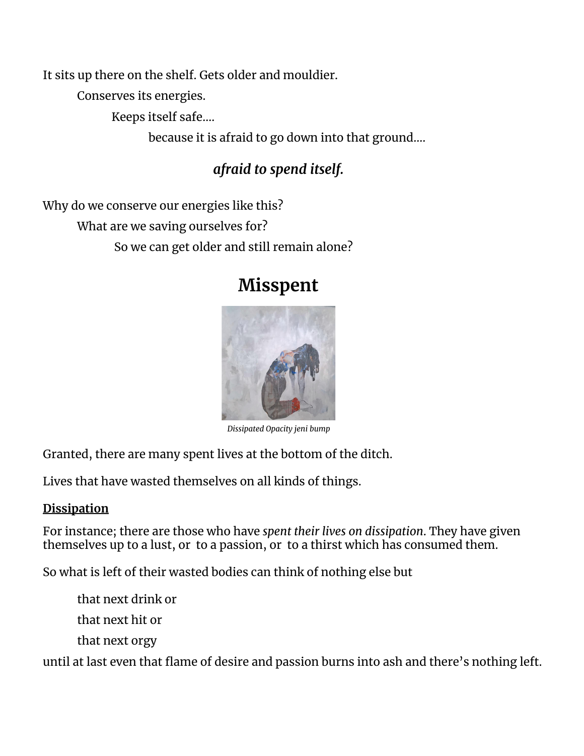It sits up there on the shelf. Gets older and mouldier.

Conserves its energies.

Keeps itself safe....

because it is afraid to go down into that ground....

***afraid to spend itself.***

Why do we conserve our energies like this?

What are we saving ourselves for?

So we can get older and still remain alone?

# Misspent

*Dissipated Opacity jeni bump*

Granted, there are many spent lives at the bottom of the ditch.

Lives that have wasted themselves on all kinds of things.

**Dissipation**

For instance; there are those who have *spent their lives on dissipation.* They have given themselves up to a lust, or to a passion, or to a thirst which has consumed them.

So what is left of their wasted bodies can think of nothing else but

that next drink or

that next hit or

that next orgy

until at last even that flame of desire and passion burns into ash and there's nothing left.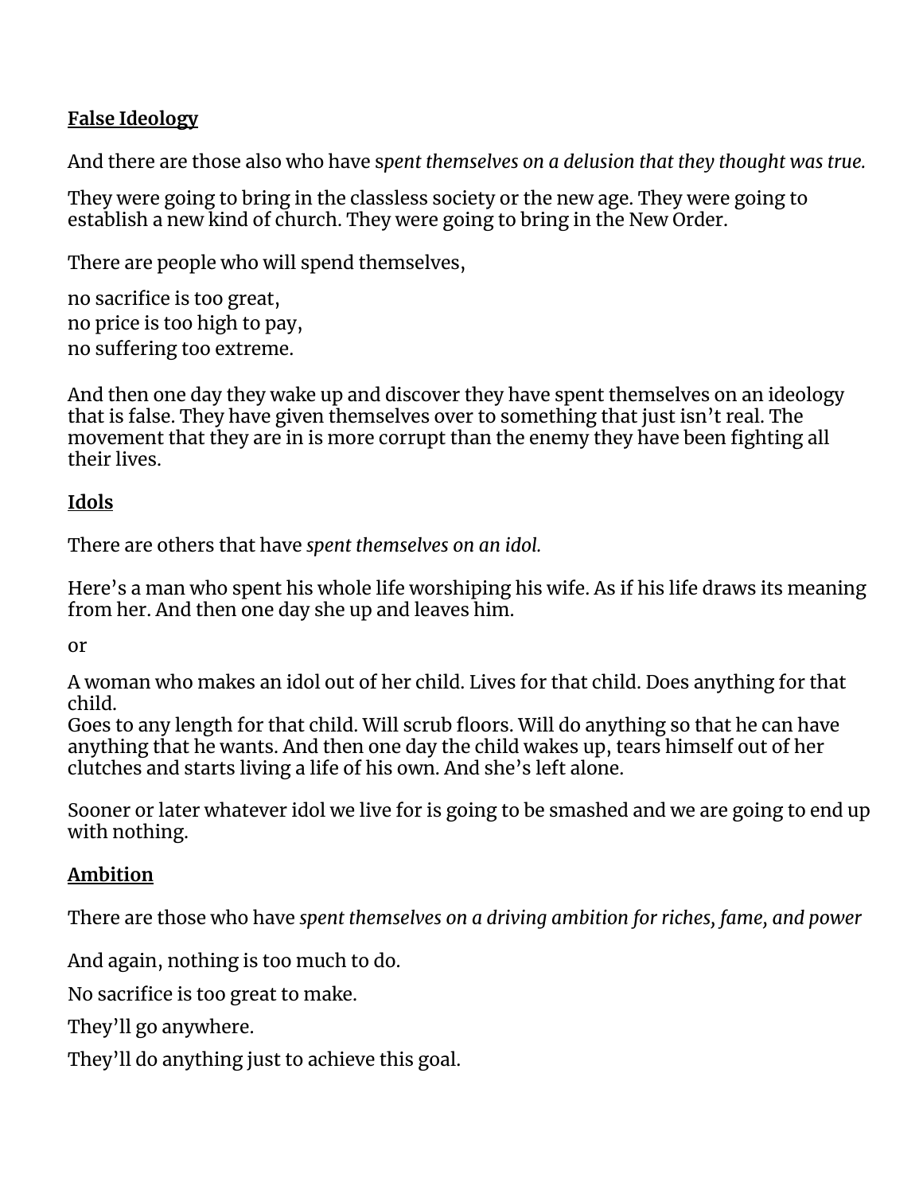**False Ideology**

And there are those also who have *spent themselves on a delusion that they thought was true.*

They were going to bring in the classless society or the new age. They were going to establish a new kind of church. They were going to bring in the New Order.

There are people who will spend themselves,

no sacrifice is too great,
no price is too high to pay,
no suffering too extreme.

And then one day they wake up and discover they have spent themselves on an ideology that is false. They have given themselves over to something that just isn't real. The movement that they are in is more corrupt than the enemy they have been fighting all their lives.

**Idols**

There are others that have *spent themselves on an idol.*

Here's a man who spent his whole life worshiping his wife. As if his life draws its meaning from her. And then one day she up and leaves him.

or

A woman who makes an idol out of her child. Lives for that child. Does anything for that child.
Goes to any length for that child. Will scrub floors. Will do anything so that he can have anything that he wants. And then one day the child wakes up, tears himself out of her clutches and starts living a life of his own. And she's left alone.

Sooner or later whatever idol we live for is going to be smashed and we are going to end up with nothing.

**Ambition**

There are those who have *spent themselves on a driving ambition for riches, fame, and power*

And again, nothing is too much to do.

No sacrifice is too great to make.

They'll go anywhere.

They'll do anything just to achieve this goal.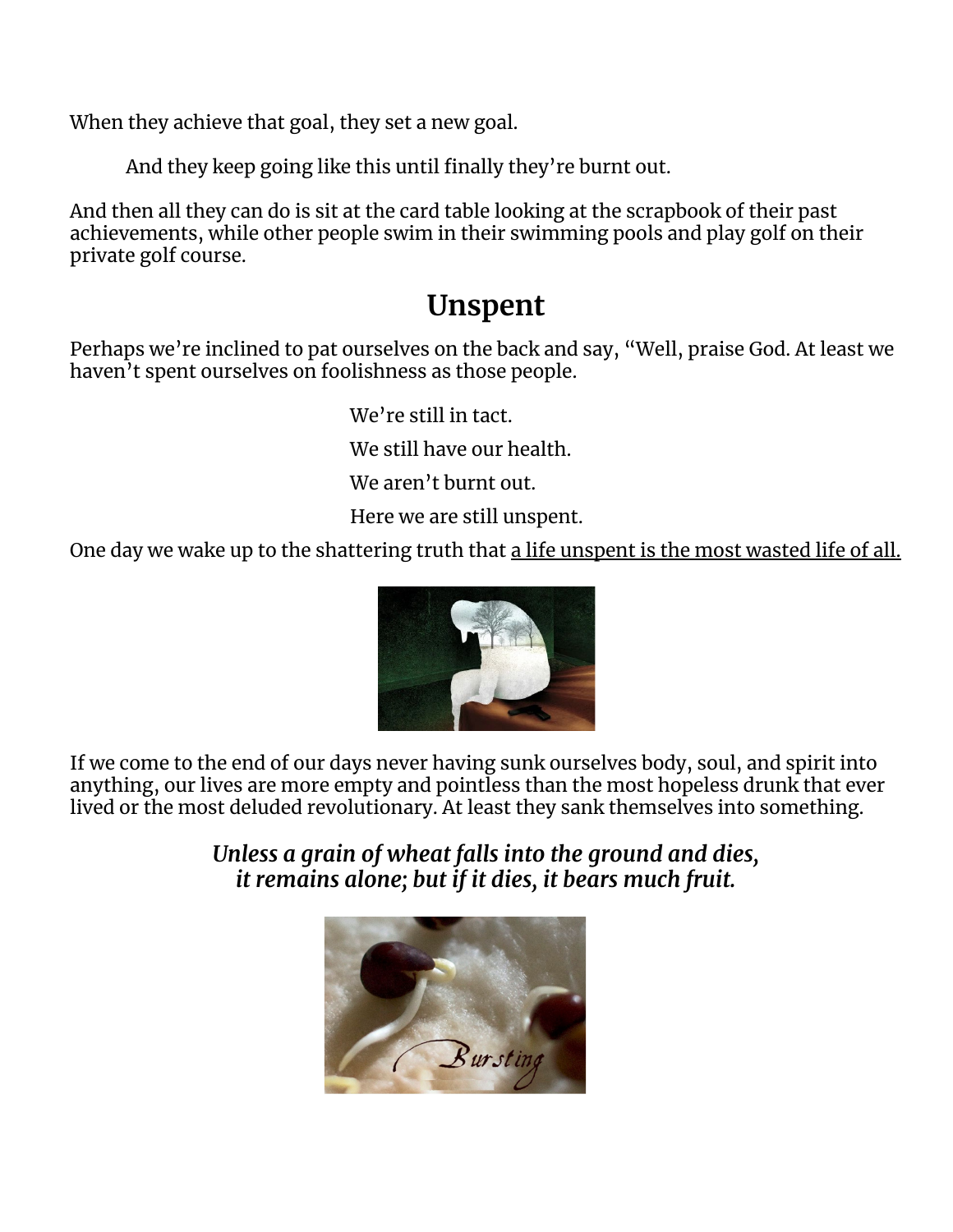When they achieve that goal, they set a new goal.

And they keep going like this until finally they're burnt out.

And then all they can do is sit at the card table looking at the scrapbook of their past achievements, while other people swim in their swimming pools and play golf on their private golf course.

## Unspent

Perhaps we're inclined to pat ourselves on the back and say, "Well, praise God. At least we haven't spent ourselves on foolishness as those people.

We're still in tact.

We still have our health.

We aren't burnt out.

Here we are still unspent.

One day we wake up to the shattering truth that <u>a life unspent is the most wasted life of all.</u>

If we come to the end of our days never having sunk ourselves body, soul, and spirit into anything, our lives are more empty and pointless than the most hopeless drunk that ever lived or the most deluded revolutionary. At least they sank themselves into something.

***Unless a grain of wheat falls into the ground and dies,***
***it remains alone; but if it dies, it bears much fruit.***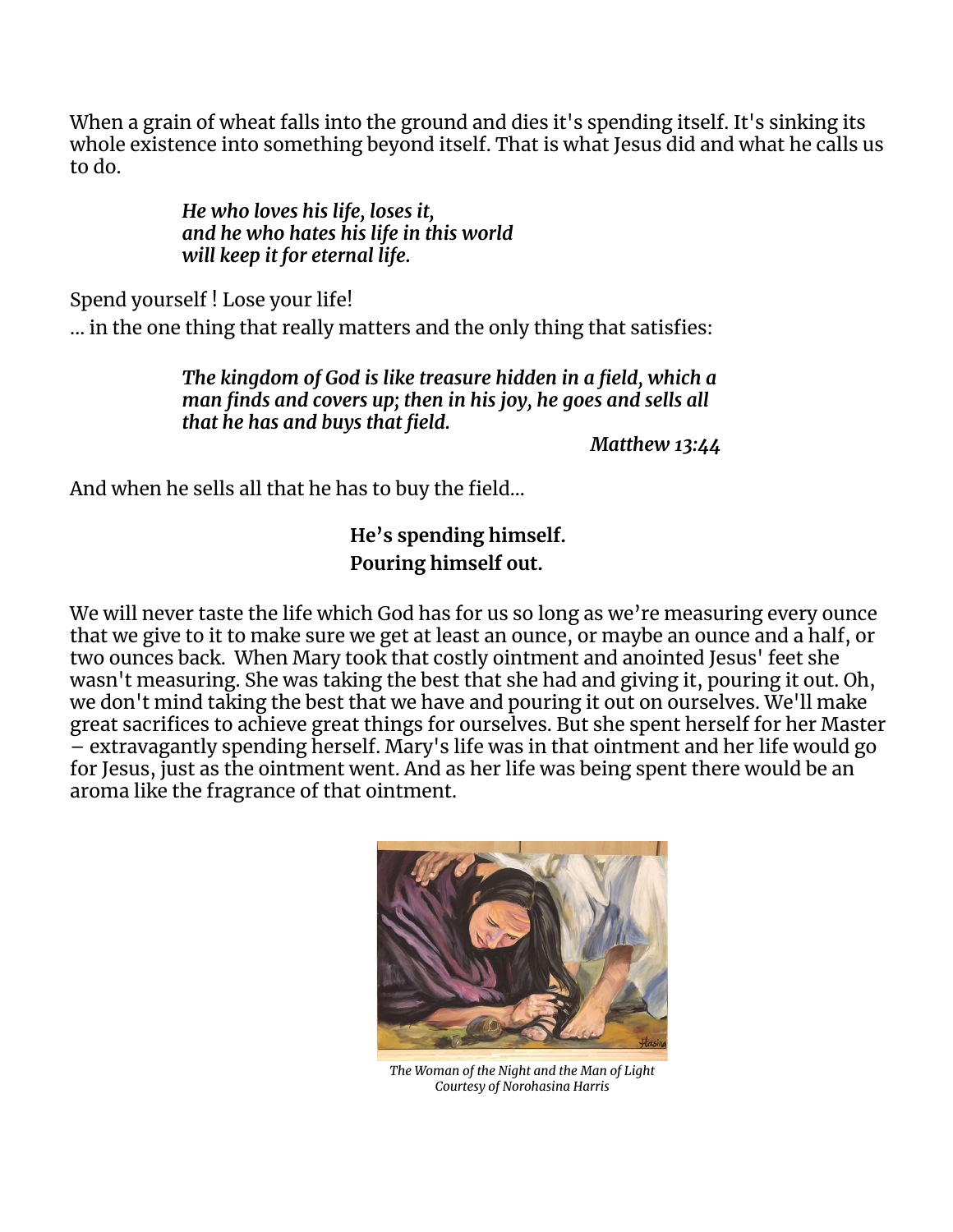When a grain of wheat falls into the ground and dies it's spending itself. It's sinking its whole existence into something beyond itself. That is what Jesus did and what he calls us to do.

> ***He who loves his life, loses it,***
> ***and he who hates his life in this world***
> ***will keep it for eternal life.***

Spend yourself ! Lose your life!

… in the one thing that really matters and the only thing that satisfies:

> ***The kingdom of God is like treasure hidden in a field, which a man finds and covers up; then in his joy, he goes and sells all that he has and buys that field.***
>
> ***Matthew 13:44***

And when he sells all that he has to buy the field…

**He's spending himself.**
**Pouring himself out.**

We will never taste the life which God has for us so long as we're measuring every ounce that we give to it to make sure we get at least an ounce, or maybe an ounce and a half, or two ounces back. When Mary took that costly ointment and anointed Jesus' feet she wasn't measuring. She was taking the best that she had and giving it, pouring it out. Oh, we don't mind taking the best that we have and pouring it out on ourselves. We'll make great sacrifices to achieve great things for ourselves. But she spent herself for her Master – extravagantly spending herself. Mary's life was in that ointment and her life would go for Jesus, just as the ointment went. And as her life was being spent there would be an aroma like the fragrance of that ointment.

*The Woman of the Night and the Man of Light*
*Courtesy of Norohasina Harris*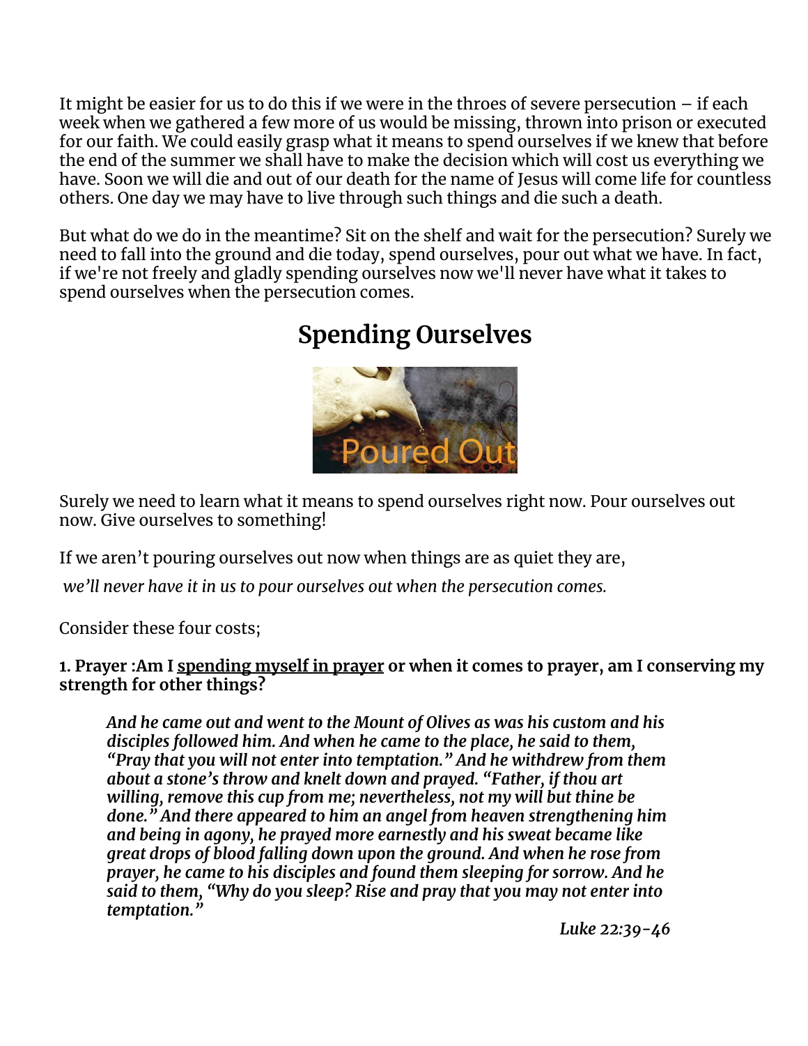It might be easier for us to do this if we were in the throes of severe persecution – if each week when we gathered a few more of us would be missing, thrown into prison or executed for our faith. We could easily grasp what it means to spend ourselves if we knew that before the end of the summer we shall have to make the decision which will cost us everything we have. Soon we will die and out of our death for the name of Jesus will come life for countless others. One day we may have to live through such things and die such a death.

But what do we do in the meantime? Sit on the shelf and wait for the persecution? Surely we need to fall into the ground and die today, spend ourselves, pour out what we have. In fact, if we're not freely and gladly spending ourselves now we'll never have what it takes to spend ourselves when the persecution comes.

## Spending Ourselves

Surely we need to learn what it means to spend ourselves right now. Pour ourselves out now. Give ourselves to something!

If we aren't pouring ourselves out now when things are as quiet they are,

*we'll never have it in us to pour ourselves out when the persecution comes.*

Consider these four costs;

**1. Prayer :Am I <u>spending myself in prayer</u> or when it comes to prayer, am I conserving my strength for other things?**

> ***And he came out and went to the Mount of Olives as was his custom and his disciples followed him. And when he came to the place, he said to them, "Pray that you will not enter into temptation." And he withdrew from them about a stone's throw and knelt down and prayed. "Father, if thou art willing, remove this cup from me; nevertheless, not my will but thine be done." And there appeared to him an angel from heaven strengthening him and being in agony, he prayed more earnestly and his sweat became like great drops of blood falling down upon the ground. And when he rose from prayer, he came to his disciples and found them sleeping for sorrow. And he said to them, "Why do you sleep? Rise and pray that you may not enter into temptation."***
>
> *Luke 22:39-46*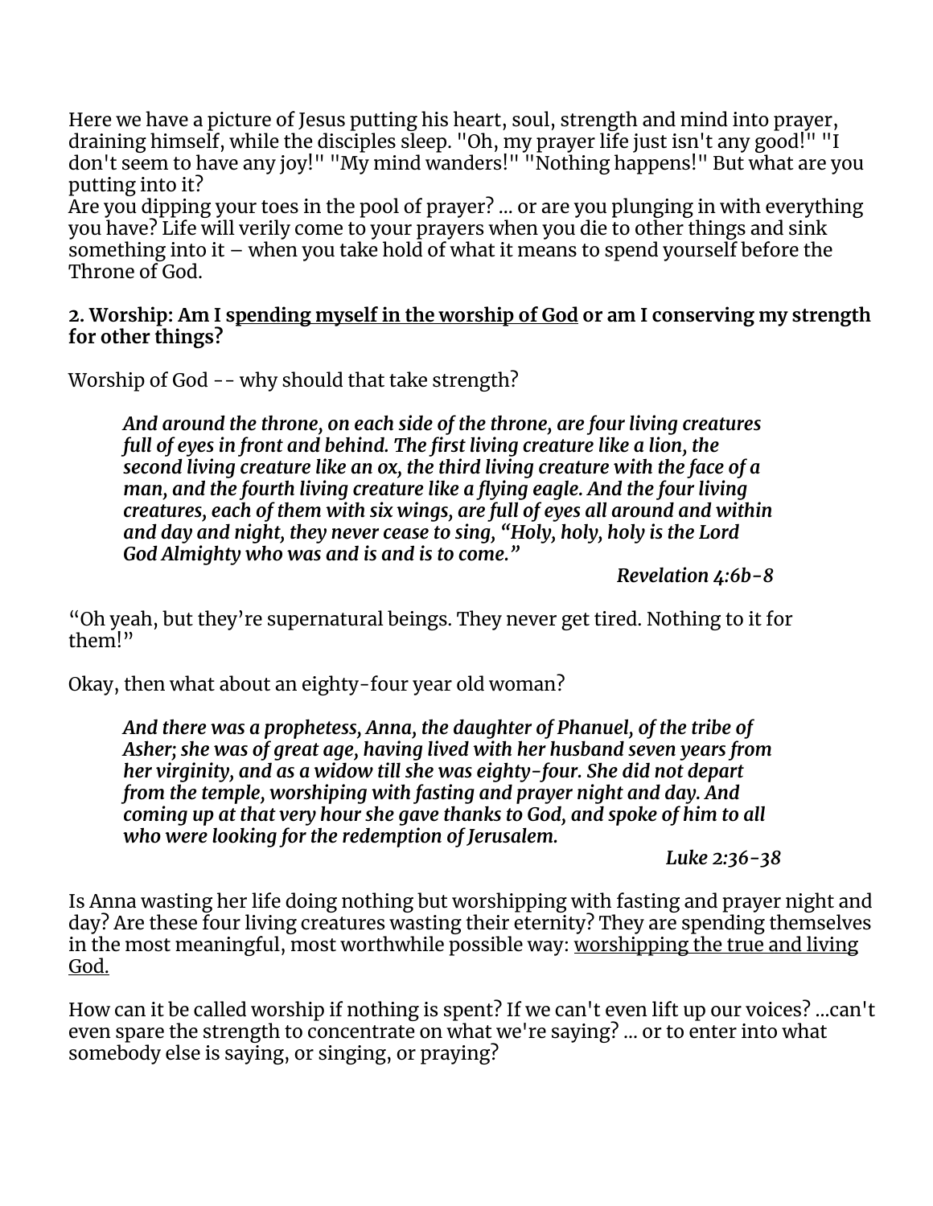Here we have a picture of Jesus putting his heart, soul, strength and mind into prayer, draining himself, while the disciples sleep. "Oh, my prayer life just isn't any good!" "I don't seem to have any joy!" "My mind wanders!" "Nothing happens!" But what are you putting into it?
Are you dipping your toes in the pool of prayer? ... or are you plunging in with everything you have? Life will verily come to your prayers when you die to other things and sink something into it – when you take hold of what it means to spend yourself before the Throne of God.

**2. Worship: Am I spending myself in the worship of God or am I conserving my strength for other things?**

Worship of God -- why should that take strength?

> ***And around the throne, on each side of the throne, are four living creatures full of eyes in front and behind. The first living creature like a lion, the second living creature like an ox, the third living creature with the face of a man, and the fourth living creature like a flying eagle. And the four living creatures, each of them with six wings, are full of eyes all around and within and day and night, they never cease to sing, "Holy, holy, holy is the Lord God Almighty who was and is and is to come."***
>
> ***Revelation 4:6b-8***

"Oh yeah, but they're supernatural beings. They never get tired. Nothing to it for them!"

Okay, then what about an eighty-four year old woman?

> ***And there was a prophetess, Anna, the daughter of Phanuel, of the tribe of Asher; she was of great age, having lived with her husband seven years from her virginity, and as a widow till she was eighty-four. She did not depart from the temple, worshiping with fasting and prayer night and day. And coming up at that very hour she gave thanks to God, and spoke of him to all who were looking for the redemption of Jerusalem.***
>
> ***Luke 2:36-38***

Is Anna wasting her life doing nothing but worshipping with fasting and prayer night and day? Are these four living creatures wasting their eternity? They are spending themselves in the most meaningful, most worthwhile possible way: worshipping the true and living God.

How can it be called worship if nothing is spent? If we can't even lift up our voices? ...can't even spare the strength to concentrate on what we're saying? ... or to enter into what somebody else is saying, or singing, or praying?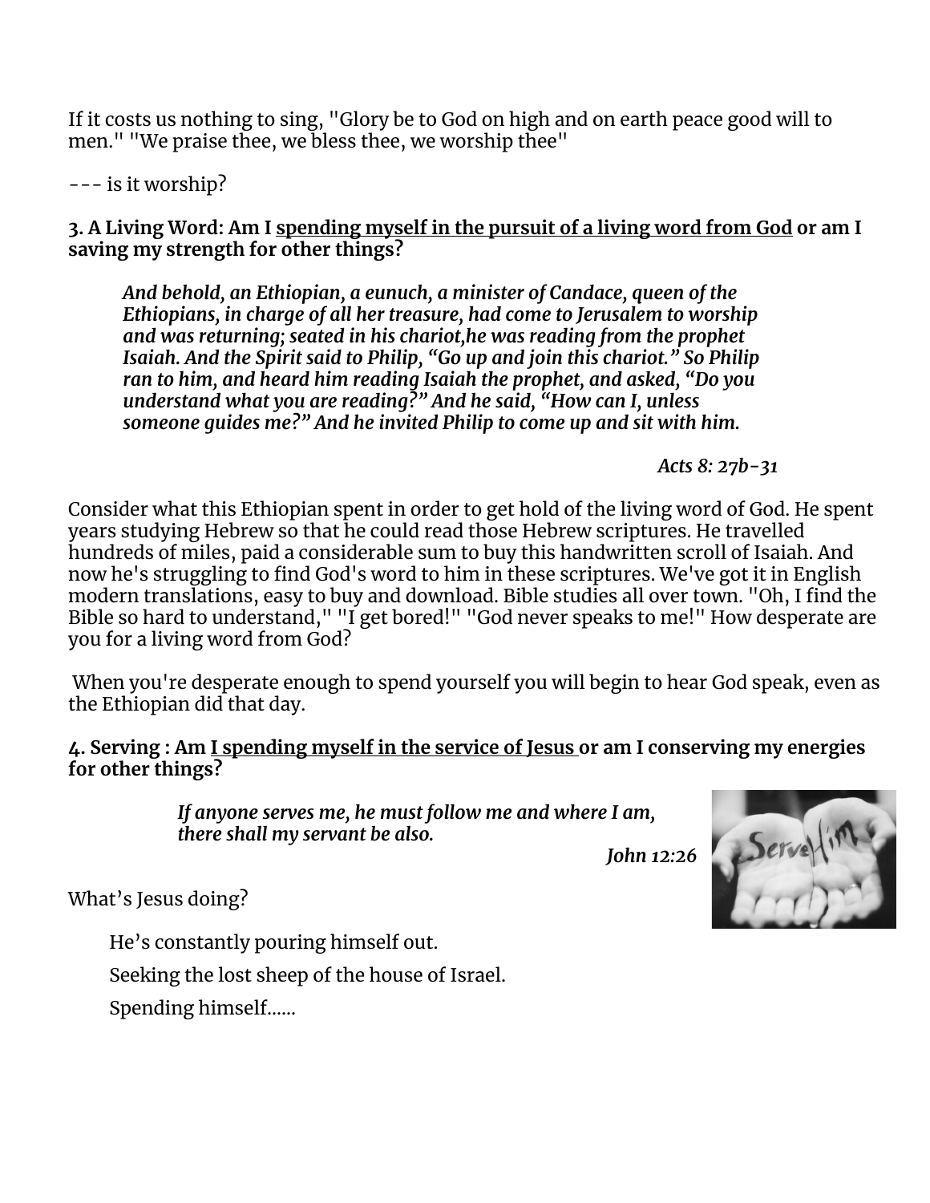If it costs us nothing to sing, "Glory be to God on high and on earth peace good will to men." "We praise thee, we bless thee, we worship thee"

--- is it worship?

**3. A Living Word: Am I <u>spending myself in the pursuit of a living word from God</u> or am I saving my strength for other things?**

> ***And behold, an Ethiopian, a eunuch, a minister of Candace, queen of the Ethiopians, in charge of all her treasure, had come to Jerusalem to worship and was returning; seated in his chariot,he was reading from the prophet Isaiah. And the Spirit said to Philip, "Go up and join this chariot." So Philip ran to him, and heard him reading Isaiah the prophet, and asked, "Do you understand what you are reading?" And he said, "How can I, unless someone guides me?" And he invited Philip to come up and sit with him.***
>
> ***Acts 8: 27b-31***

Consider what this Ethiopian spent in order to get hold of the living word of God. He spent years studying Hebrew so that he could read those Hebrew scriptures. He travelled hundreds of miles, paid a considerable sum to buy this handwritten scroll of Isaiah. And now he's struggling to find God's word to him in these scriptures. We've got it in English modern translations, easy to buy and download. Bible studies all over town. "Oh, I find the Bible so hard to understand," "I get bored!" "God never speaks to me!" How desperate are you for a living word from God?

When you're desperate enough to spend yourself you will begin to hear God speak, even as the Ethiopian did that day.

**4. Serving : Am <u>I spending myself in the service of Jesus</u> or am I conserving my energies for other things?**

> ***If anyone serves me, he must follow me and where I am, there shall my servant be also.***
>
> ***John 12:26***

What's Jesus doing?

He's constantly pouring himself out.

Seeking the lost sheep of the house of Israel.

Spending himself......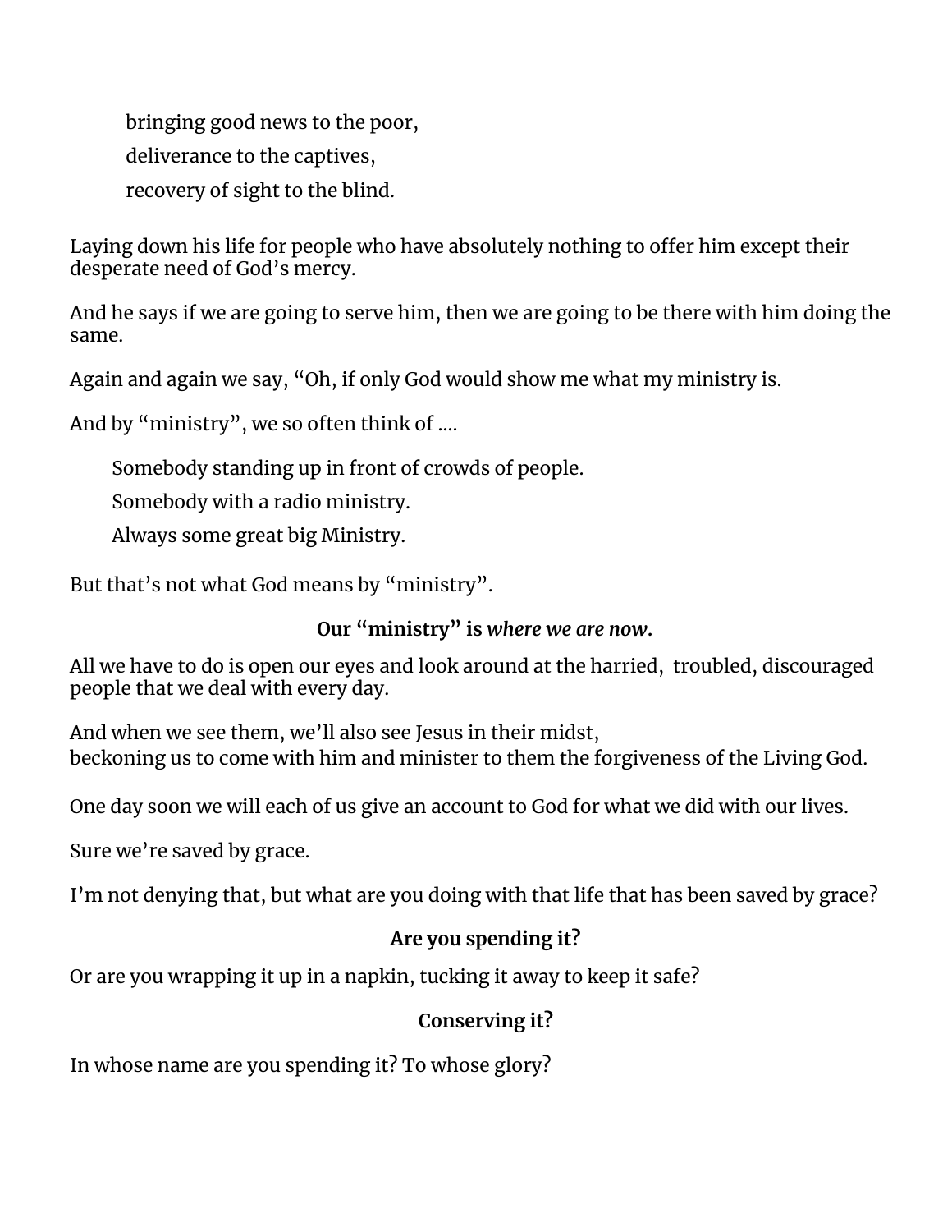bringing good news to the poor,

deliverance to the captives,

recovery of sight to the blind.

Laying down his life for people who have absolutely nothing to offer him except their desperate need of God's mercy.

And he says if we are going to serve him, then we are going to be there with him doing the same.

Again and again we say, "Oh, if only God would show me what my ministry is.

And by "ministry", we so often think of ....

Somebody standing up in front of crowds of people.

Somebody with a radio ministry.

Always some great big Ministry.

But that's not what God means by "ministry".

**Our "ministry" is *where we are now*.**

All we have to do is open our eyes and look around at the harried, troubled, discouraged people that we deal with every day.

And when we see them, we'll also see Jesus in their midst,
beckoning us to come with him and minister to them the forgiveness of the Living God.

One day soon we will each of us give an account to God for what we did with our lives.

Sure we're saved by grace.

I'm not denying that, but what are you doing with that life that has been saved by grace?

**Are you spending it?**

Or are you wrapping it up in a napkin, tucking it away to keep it safe?

**Conserving it?**

In whose name are you spending it? To whose glory?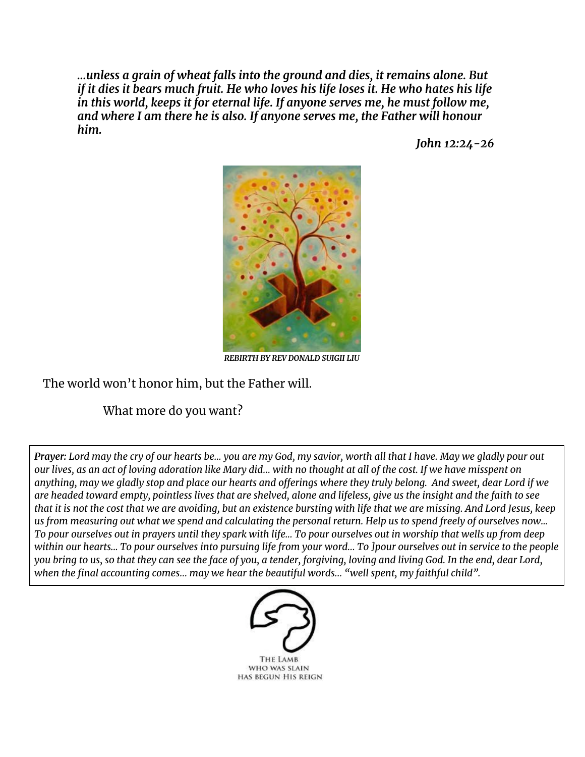*...unless a grain of wheat falls into the ground and dies, it remains alone. But if it dies it bears much fruit. He who loves his life loses it. He who hates his life in this world, keeps it for eternal life. If anyone serves me, he must follow me, and where I am there he is also. If anyone serves me, the Father will honour him.*

***John 12:24-26***

***REBIRTH BY REV DONALD SUIGII LIU***

The world won't honor him, but the Father will.

What more do you want?

***Prayer:*** *Lord may the cry of our hearts be... you are my God, my savior, worth all that I have. May we gladly pour out our lives, as an act of loving adoration like Mary did... with no thought at all of the cost. If we have misspent on anything, may we gladly stop and place our hearts and offerings where they truly belong. And sweet, dear Lord if we are headed toward empty, pointless lives that are shelved, alone and lifeless, give us the insight and the faith to see that it is not the cost that we are avoiding, but an existence bursting with life that we are missing. And Lord Jesus, keep us from measuring out what we spend and calculating the personal return. Help us to spend freely of ourselves now... To pour ourselves out in prayers until they spark with life... To pour ourselves out in worship that wells up from deep within our hearts... To pour ourselves into pursuing life from your word... To ]pour ourselves out in service to the people you bring to us, so that they can see the face of you, a tender, forgiving, loving and living God. In the end, dear Lord, when the final accounting comes... may we hear the beautiful words... "well spent, my faithful child".*

THE LAMB
WHO WAS SLAIN
HAS BEGUN HIS REIGN